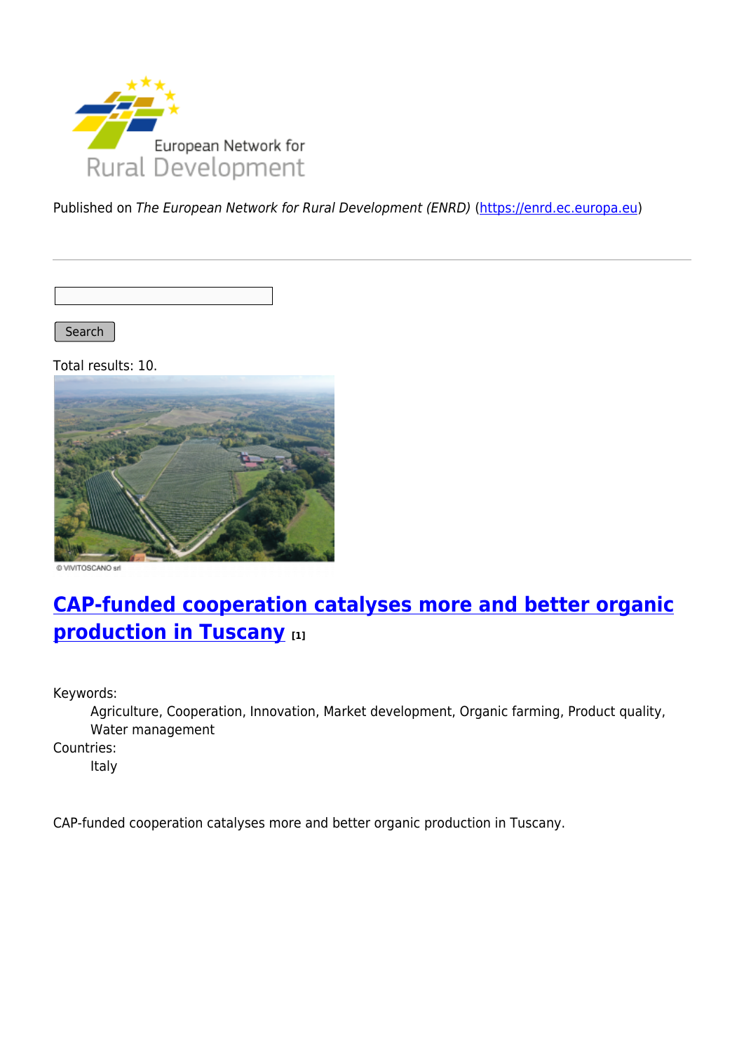Published on *The European Network for Rural Development (ENRD)* (https://enrd.ec.europa.eu)

Search

Total results: 10.

© VIVITOSCANO srl

## CAP-funded cooperation catalyses more and better organic production in Tuscany [1]

Keywords:
: Agriculture, Cooperation, Innovation, Market development, Organic farming, Product quality, Water management

Countries:
: Italy

CAP-funded cooperation catalyses more and better organic production in Tuscany.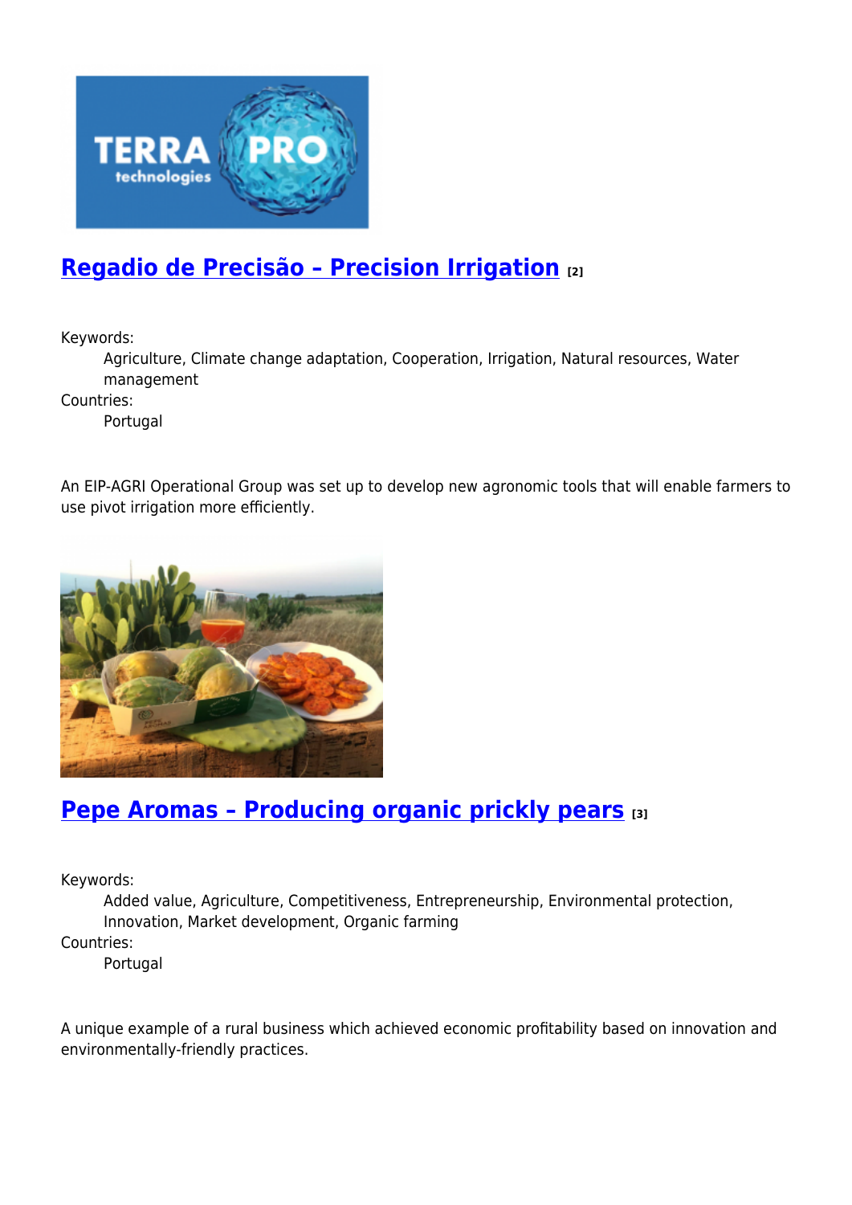## Regadio de Precisão – Precision Irrigation [2]

Keywords:
Agriculture, Climate change adaptation, Cooperation, Irrigation, Natural resources, Water management

Countries:
Portugal

An EIP-AGRI Operational Group was set up to develop new agronomic tools that will enable farmers to use pivot irrigation more efficiently.

## Pepe Aromas – Producing organic prickly pears [3]

Keywords:
Added value, Agriculture, Competitiveness, Entrepreneurship, Environmental protection, Innovation, Market development, Organic farming

Countries:
Portugal

A unique example of a rural business which achieved economic profitability based on innovation and environmentally-friendly practices.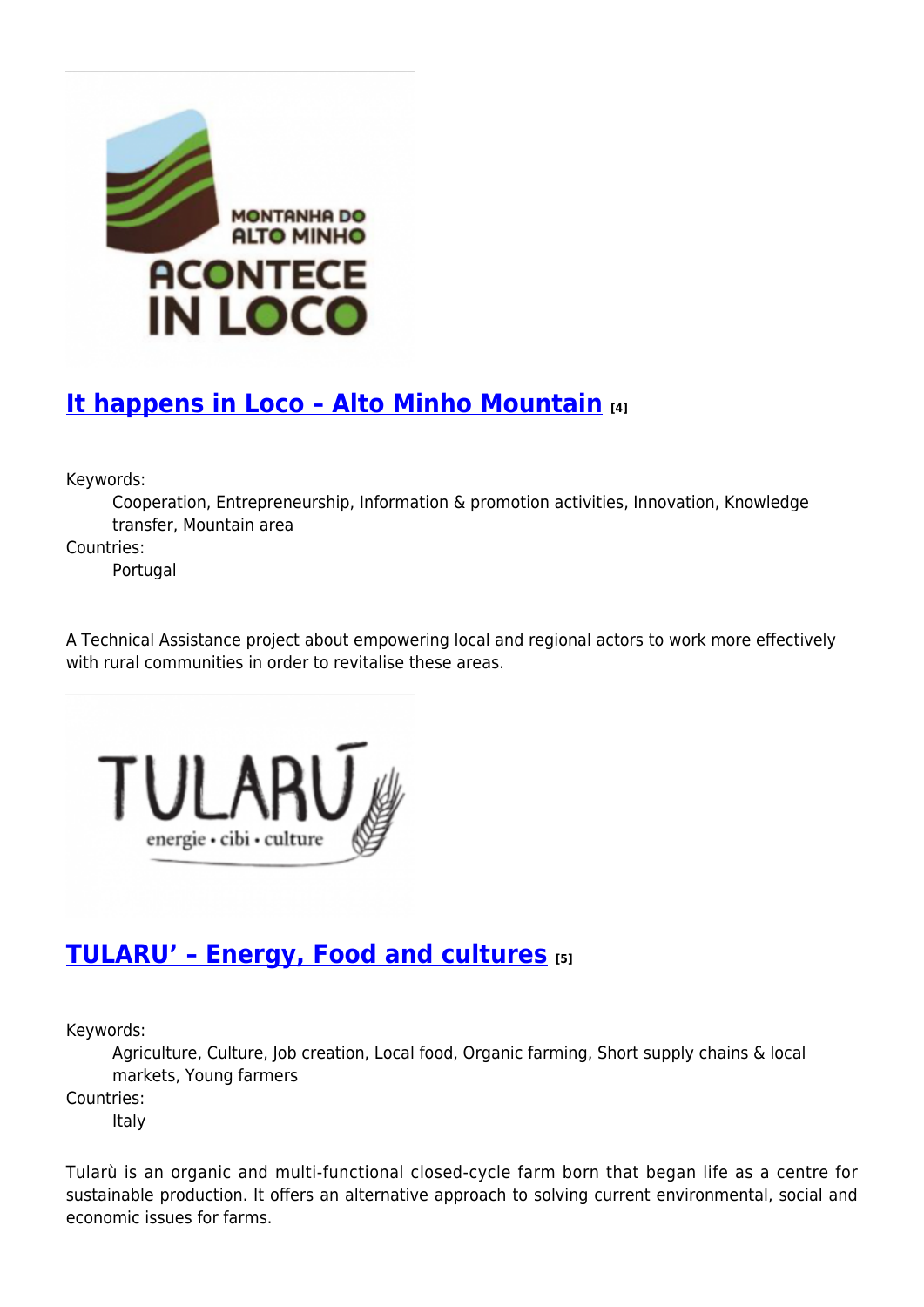## It happens in Loco – Alto Minho Mountain [4]

Keywords:

Cooperation, Entrepreneurship, Information & promotion activities, Innovation, Knowledge transfer, Mountain area

Countries:

Portugal

A Technical Assistance project about empowering local and regional actors to work more effectively with rural communities in order to revitalise these areas.

## TULARU' – Energy, Food and cultures [5]

Keywords:

Agriculture, Culture, Job creation, Local food, Organic farming, Short supply chains & local markets, Young farmers

Countries:

Italy

Tularù is an organic and multi-functional closed-cycle farm born that began life as a centre for sustainable production. It offers an alternative approach to solving current environmental, social and economic issues for farms.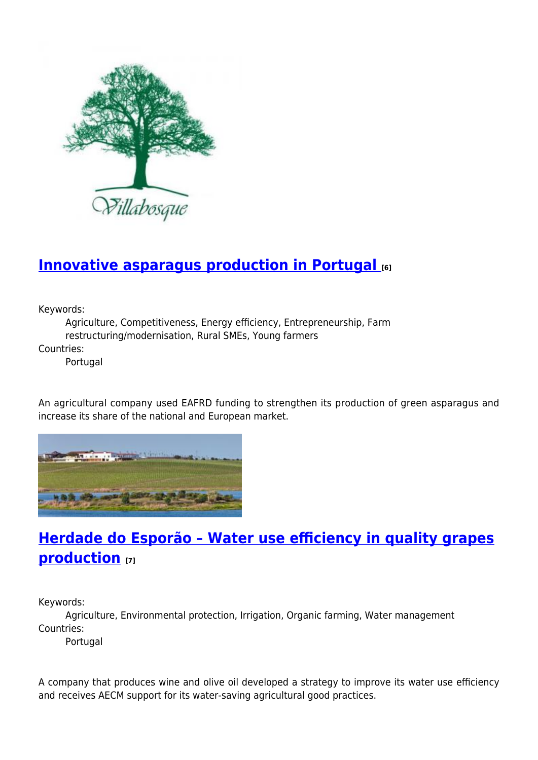## [Innovative asparagus production in Portugal ][6]

Keywords:
Agriculture, Competitiveness, Energy efficiency, Entrepreneurship, Farm restructuring/modernisation, Rural SMEs, Young farmers

Countries:
Portugal

An agricultural company used EAFRD funding to strengthen its production of green asparagus and increase its share of the national and European market.

## [Herdade do Esporão – Water use efficiency in quality grapes production ][7]

Keywords:
Agriculture, Environmental protection, Irrigation, Organic farming, Water management

Countries:
Portugal

A company that produces wine and olive oil developed a strategy to improve its water use efficiency and receives AECM support for its water-saving agricultural good practices.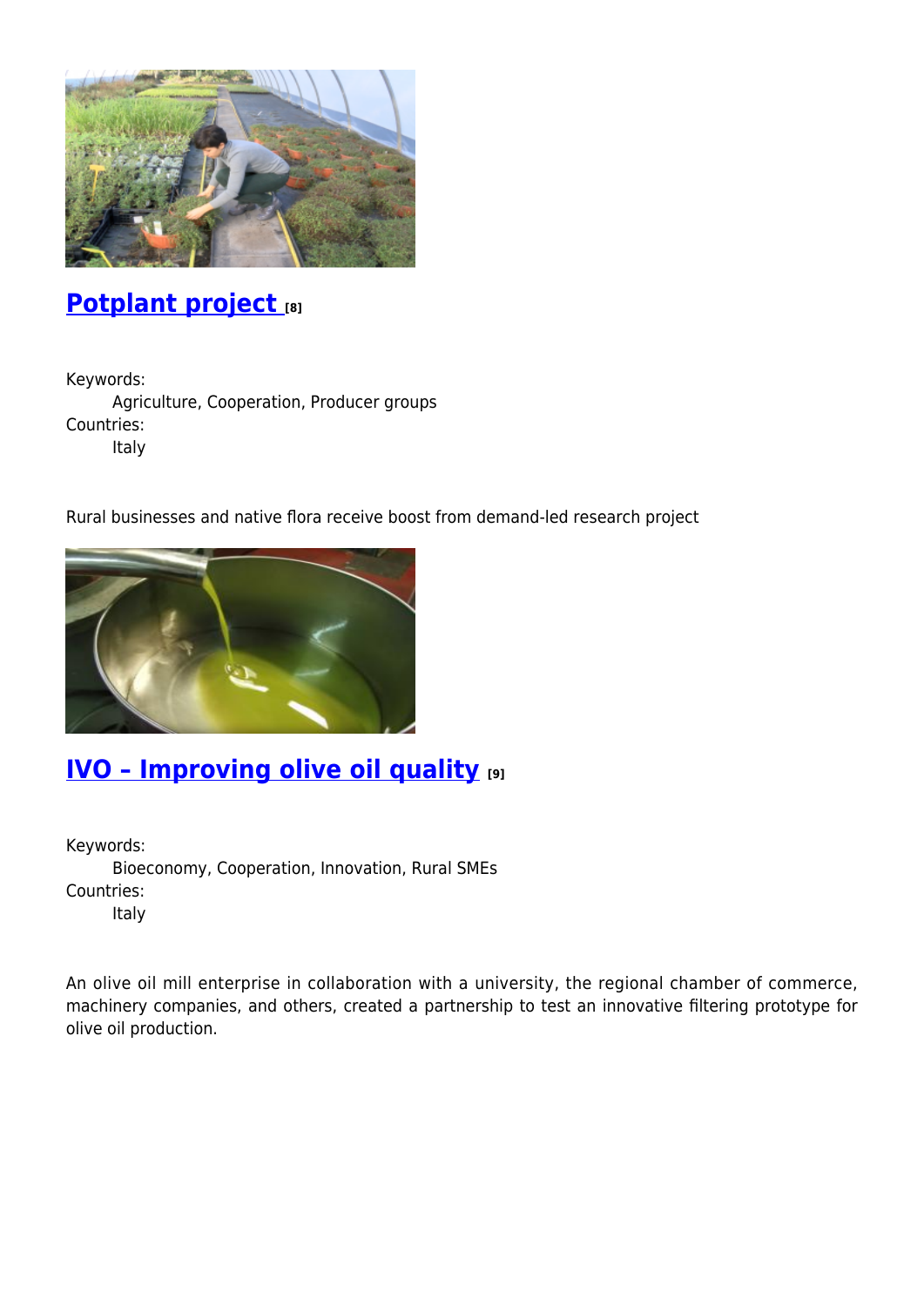## Potplant project [8]

Keywords:
    Agriculture, Cooperation, Producer groups
Countries:
    Italy

Rural businesses and native flora receive boost from demand-led research project

## IVO – Improving olive oil quality [9]

Keywords:
    Bioeconomy, Cooperation, Innovation, Rural SMEs
Countries:
    Italy

An olive oil mill enterprise in collaboration with a university, the regional chamber of commerce, machinery companies, and others, created a partnership to test an innovative filtering prototype for olive oil production.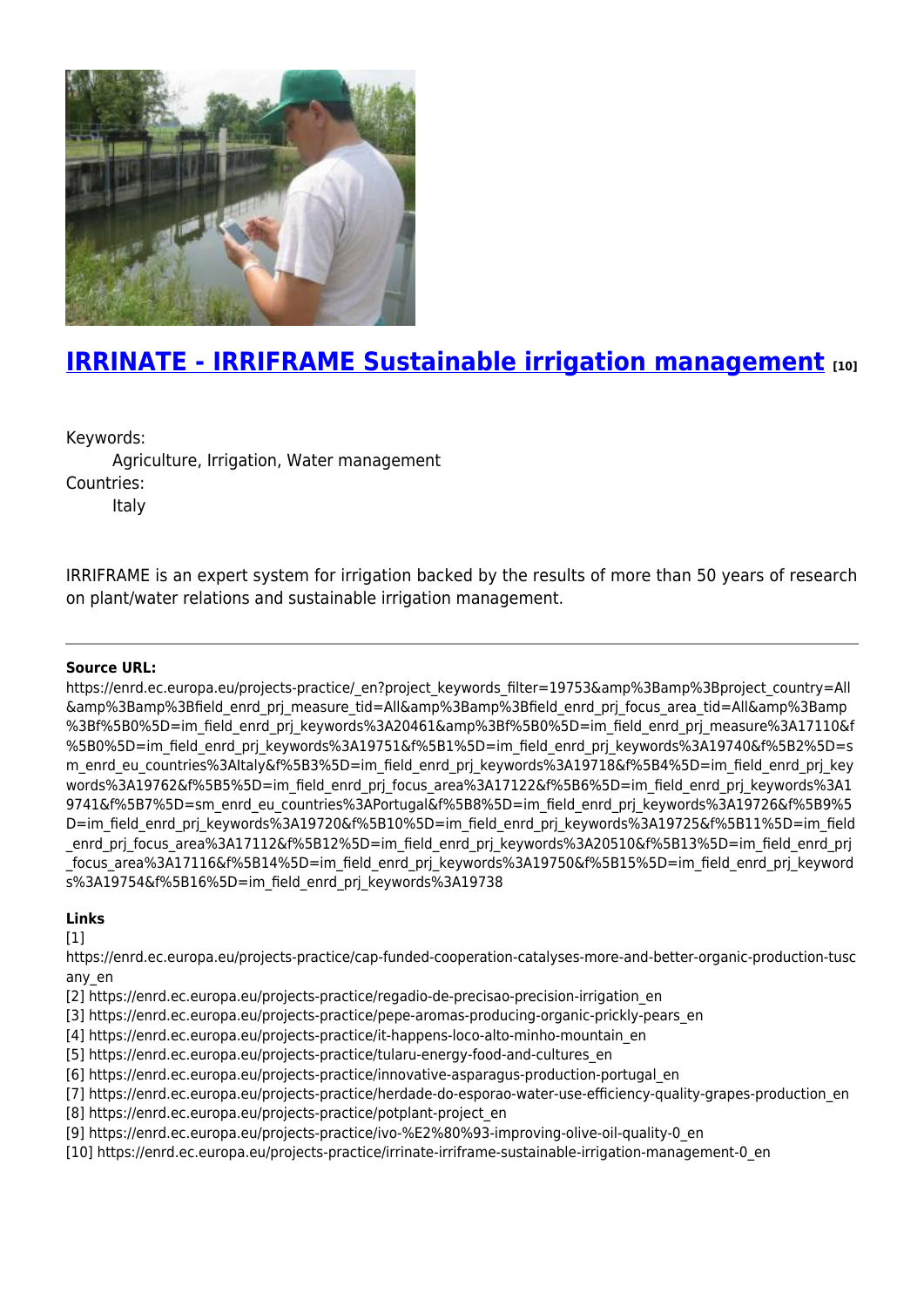## IRRINATE - IRRIFRAME Sustainable irrigation management [10]

Keywords:
: Agriculture, Irrigation, Water management

Countries:
: Italy

IRRIFRAME is an expert system for irrigation backed by the results of more than 50 years of research on plant/water relations and sustainable irrigation management.

---

**Source URL:**
https://enrd.ec.europa.eu/projects-practice/_en?project_keywords_filter=19753&amp%3Bamp%3Bproject_country=All&amp%3Bamp%3Bfield_enrd_prj_measure_tid=All&amp%3Bamp%3Bfield_enrd_prj_focus_area_tid=All&amp%3Bamp%3Bf%5B0%5D=im_field_enrd_prj_keywords%3A20461&amp%3Bf%5B0%5D=im_field_enrd_prj_measure%3A17110&f%5B0%5D=im_field_enrd_prj_keywords%3A19751&f%5B1%5D=im_field_enrd_prj_keywords%3A19740&f%5B2%5D=sm_enrd_eu_countries%3AItaly&f%5B3%5D=im_field_enrd_prj_keywords%3A19718&f%5B4%5D=im_field_enrd_prj_keywords%3A19762&f%5B5%5D=im_field_enrd_prj_focus_area%3A17122&f%5B6%5D=im_field_enrd_prj_keywords%3A19741&f%5B7%5D=sm_enrd_eu_countries%3APortugal&f%5B8%5D=im_field_enrd_prj_keywords%3A19726&f%5B9%5D=im_field_enrd_prj_keywords%3A19720&f%5B10%5D=im_field_enrd_prj_keywords%3A19725&f%5B11%5D=im_field_enrd_prj_focus_area%3A17112&f%5B12%5D=im_field_enrd_prj_keywords%3A20510&f%5B13%5D=im_field_enrd_prj_focus_area%3A17116&f%5B14%5D=im_field_enrd_prj_keywords%3A19750&f%5B15%5D=im_field_enrd_prj_keywords%3A19754&f%5B16%5D=im_field_enrd_prj_keywords%3A19738

**Links**

[1] https://enrd.ec.europa.eu/projects-practice/cap-funded-cooperation-catalyses-more-and-better-organic-production-tuscany_en
[2] https://enrd.ec.europa.eu/projects-practice/regadio-de-precisao-precision-irrigation_en
[3] https://enrd.ec.europa.eu/projects-practice/pepe-aromas-producing-organic-prickly-pears_en
[4] https://enrd.ec.europa.eu/projects-practice/it-happens-loco-alto-minho-mountain_en
[5] https://enrd.ec.europa.eu/projects-practice/tularu-energy-food-and-cultures_en
[6] https://enrd.ec.europa.eu/projects-practice/innovative-asparagus-production-portugal_en
[7] https://enrd.ec.europa.eu/projects-practice/herdade-do-esporao-water-use-efficiency-quality-grapes-production_en
[8] https://enrd.ec.europa.eu/projects-practice/potplant-project_en
[9] https://enrd.ec.europa.eu/projects-practice/ivo-%E2%80%93-improving-olive-oil-quality-0_en
[10] https://enrd.ec.europa.eu/projects-practice/irrinate-irriframe-sustainable-irrigation-management-0_en